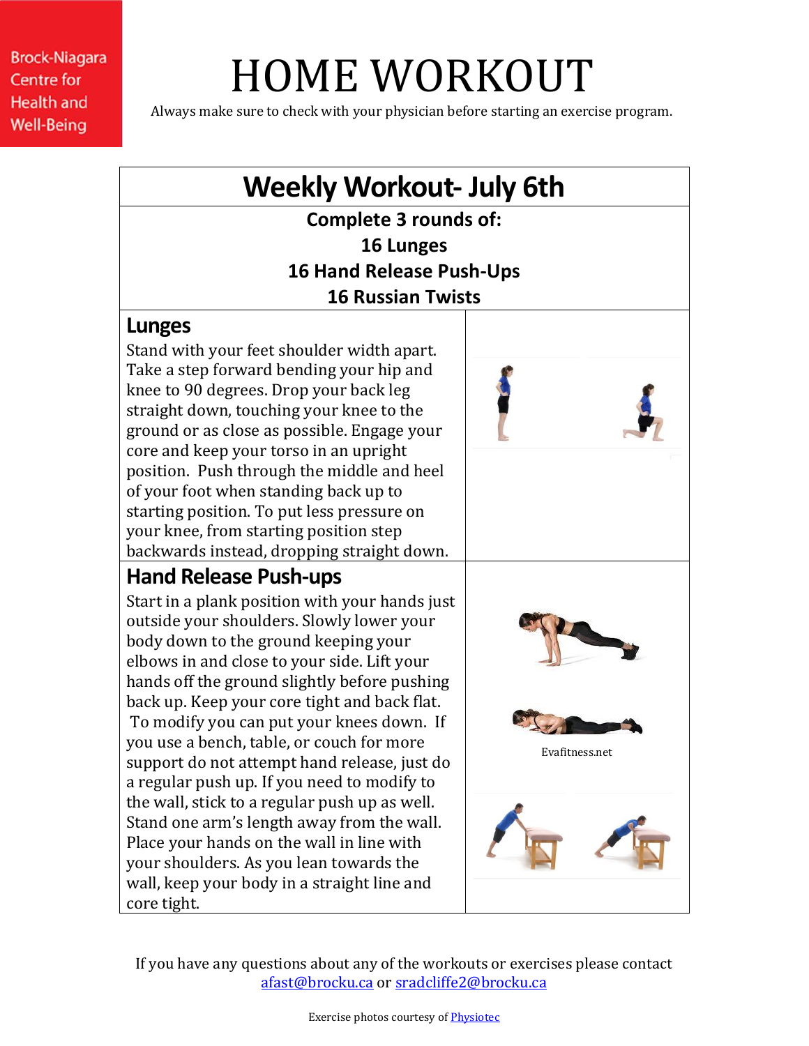Brock-Niagara Centre for Health and Well-Being

# HOME WORKOUT

Always make sure to check with your physician before starting an exercise program.

## Weekly Workout- July 6th

**Complete 3 rounds of:**
**16 Lunges**
**16 Hand Release Push-Ups**
**16 Russian Twists**

### Lunges

Stand with your feet shoulder width apart. Take a step forward bending your hip and knee to 90 degrees. Drop your back leg straight down, touching your knee to the ground or as close as possible. Engage your core and keep your torso in an upright position. Push through the middle and heel of your foot when standing back up to starting position. To put less pressure on your knee, from starting position step backwards instead, dropping straight down.

### Hand Release Push-ups

Start in a plank position with your hands just outside your shoulders. Slowly lower your body down to the ground keeping your elbows in and close to your side. Lift your hands off the ground slightly before pushing back up. Keep your core tight and back flat. To modify you can put your knees down. If you use a bench, table, or couch for more support do not attempt hand release, just do a regular push up. If you need to modify to the wall, stick to a regular push up as well. Stand one arm's length away from the wall. Place your hands on the wall in line with your shoulders. As you lean towards the wall, keep your body in a straight line and core tight.

Evafitness.net

If you have any questions about any of the workouts or exercises please contact afast@brocku.ca or sradcliffe2@brocku.ca

Exercise photos courtesy of Physiotec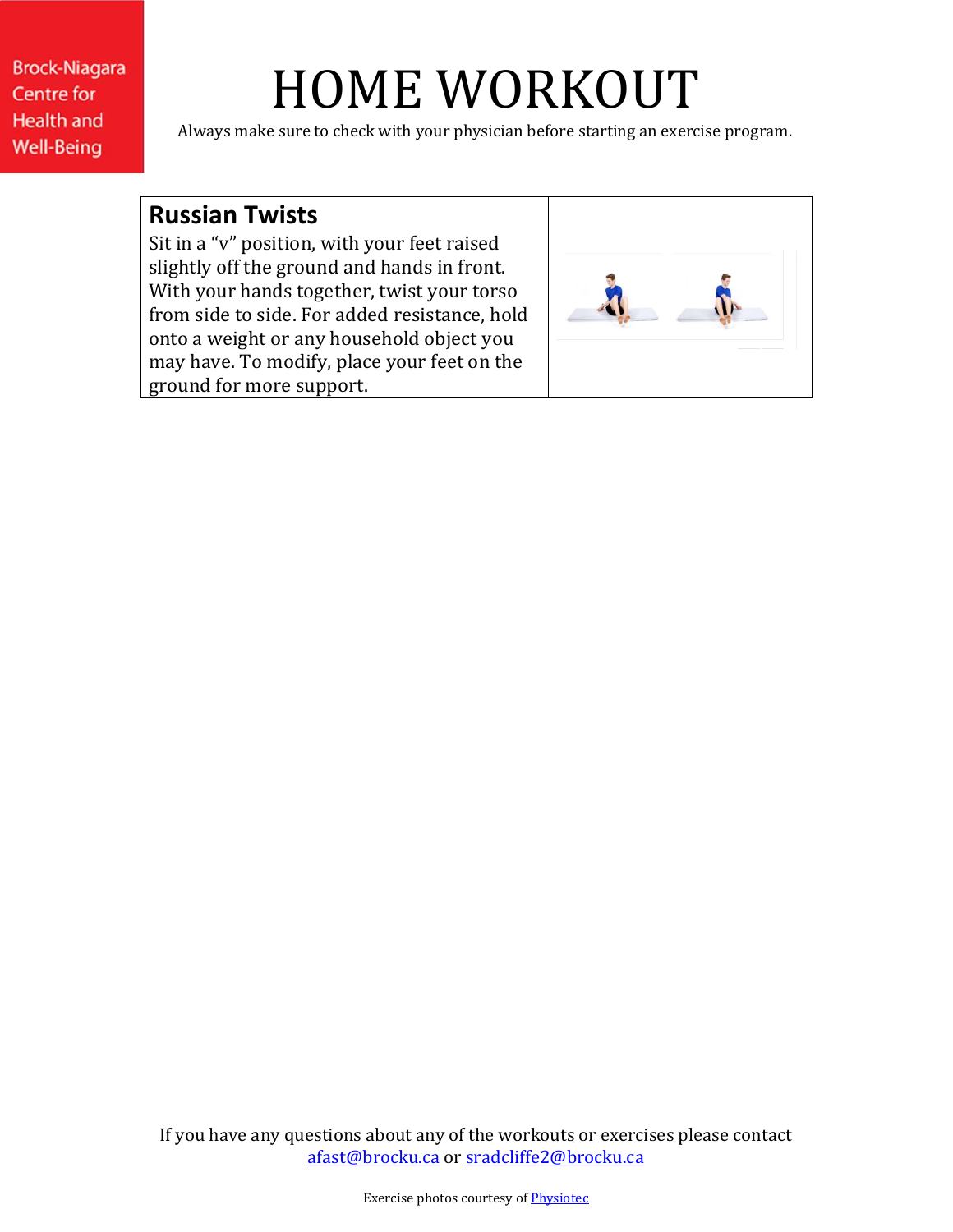# HOME WORKOUT

Always make sure to check with your physician before starting an exercise program.

| **Russian Twists** Sit in a “v” position, with your feet raised slightly off the ground and hands in front. With your hands together, twist your torso from side to side. For added resistance, hold onto a weight or any household object you may have. To modify, place your feet on the ground for more support. | |
|---|---|

If you have any questions about any of the workouts or exercises please contact [afast@brocku.ca](mailto:afast@brocku.ca) or [sradcliffe2@brocku.ca](mailto:sradcliffe2@brocku.ca)

Exercise photos courtesy of Physiotec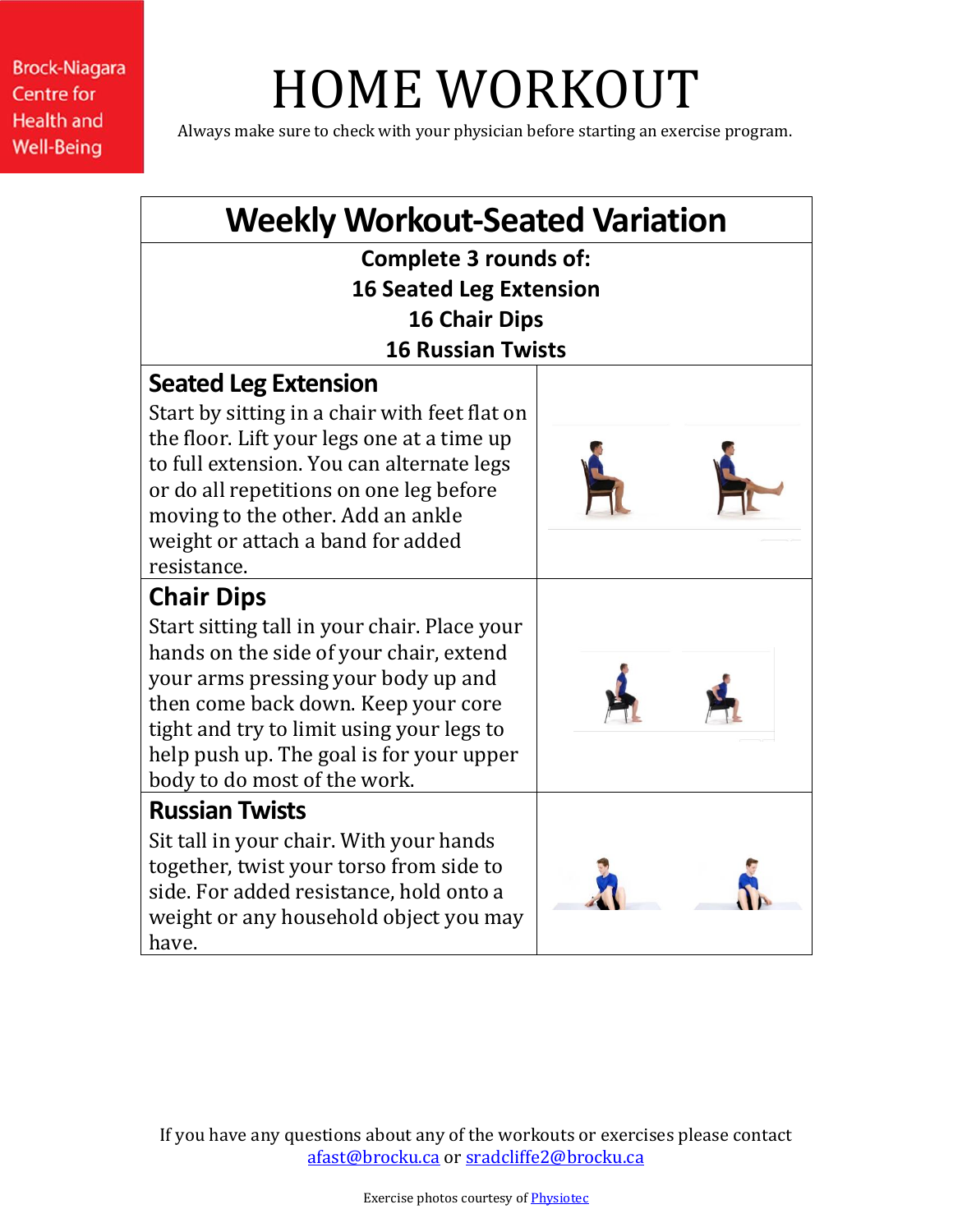Brock-Niagara Centre for Health and Well-Being

# HOME WORKOUT

Always make sure to check with your physician before starting an exercise program.

## Weekly Workout-Seated Variation

**Complete 3 rounds of:**
**16 Seated Leg Extension**
**16 Chair Dips**
**16 Russian Twists**

| | |
|---|---|
| **Seated Leg Extension** Start by sitting in a chair with feet flat on the floor. Lift your legs one at a time up to full extension. You can alternate legs or do all repetitions on one leg before moving to the other. Add an ankle weight or attach a band for added resistance. | |
| **Chair Dips** Start sitting tall in your chair. Place your hands on the side of your chair, extend your arms pressing your body up and then come back down. Keep your core tight and try to limit using your legs to help push up. The goal is for your upper body to do most of the work. | |
| **Russian Twists** Sit tall in your chair. With your hands together, twist your torso from side to side. For added resistance, hold onto a weight or any household object you may have. | |

If you have any questions about any of the workouts or exercises please contact afast@brocku.ca or sradcliffe2@brocku.ca

Exercise photos courtesy of Physiotec